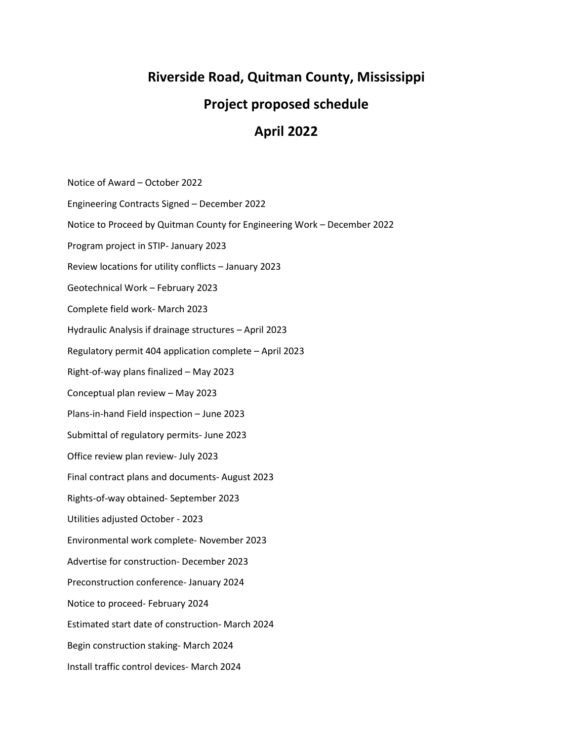# Riverside Road, Quitman County, Mississippi

# Project proposed schedule

# April 2022

Notice of Award – October 2022

Engineering Contracts Signed – December 2022

Notice to Proceed by Quitman County for Engineering Work – December 2022

Program project in STIP- January 2023

Review locations for utility conflicts – January 2023

Geotechnical Work – February 2023

Complete field work- March 2023

Hydraulic Analysis if drainage structures – April 2023

Regulatory permit 404 application complete – April 2023

Right-of-way plans finalized – May 2023

Conceptual plan review – May 2023

Plans-in-hand Field inspection – June 2023

Submittal of regulatory permits- June 2023

Office review plan review- July 2023

Final contract plans and documents- August 2023

Rights-of-way obtained- September 2023

Utilities adjusted October - 2023

Environmental work complete- November 2023

Advertise for construction- December 2023

Preconstruction conference- January 2024

Notice to proceed- February 2024

Estimated start date of construction- March 2024

Begin construction staking- March 2024

Install traffic control devices- March 2024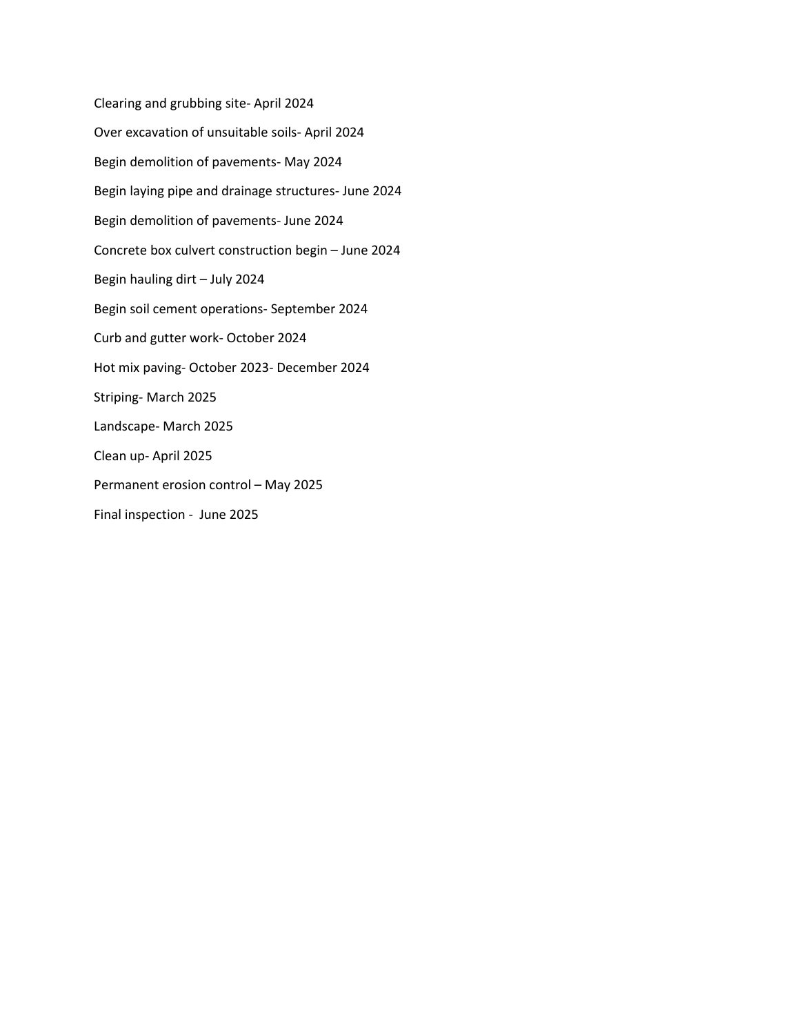Clearing and grubbing site- April 2024

Over excavation of unsuitable soils- April 2024

Begin demolition of pavements- May 2024

Begin laying pipe and drainage structures- June 2024

Begin demolition of pavements- June 2024

Concrete box culvert construction begin – June 2024

Begin hauling dirt – July 2024

Begin soil cement operations- September 2024

Curb and gutter work- October 2024

Hot mix paving- October 2023- December 2024

Striping- March 2025

Landscape- March 2025

Clean up- April 2025

Permanent erosion control – May 2025

Final inspection - June 2025